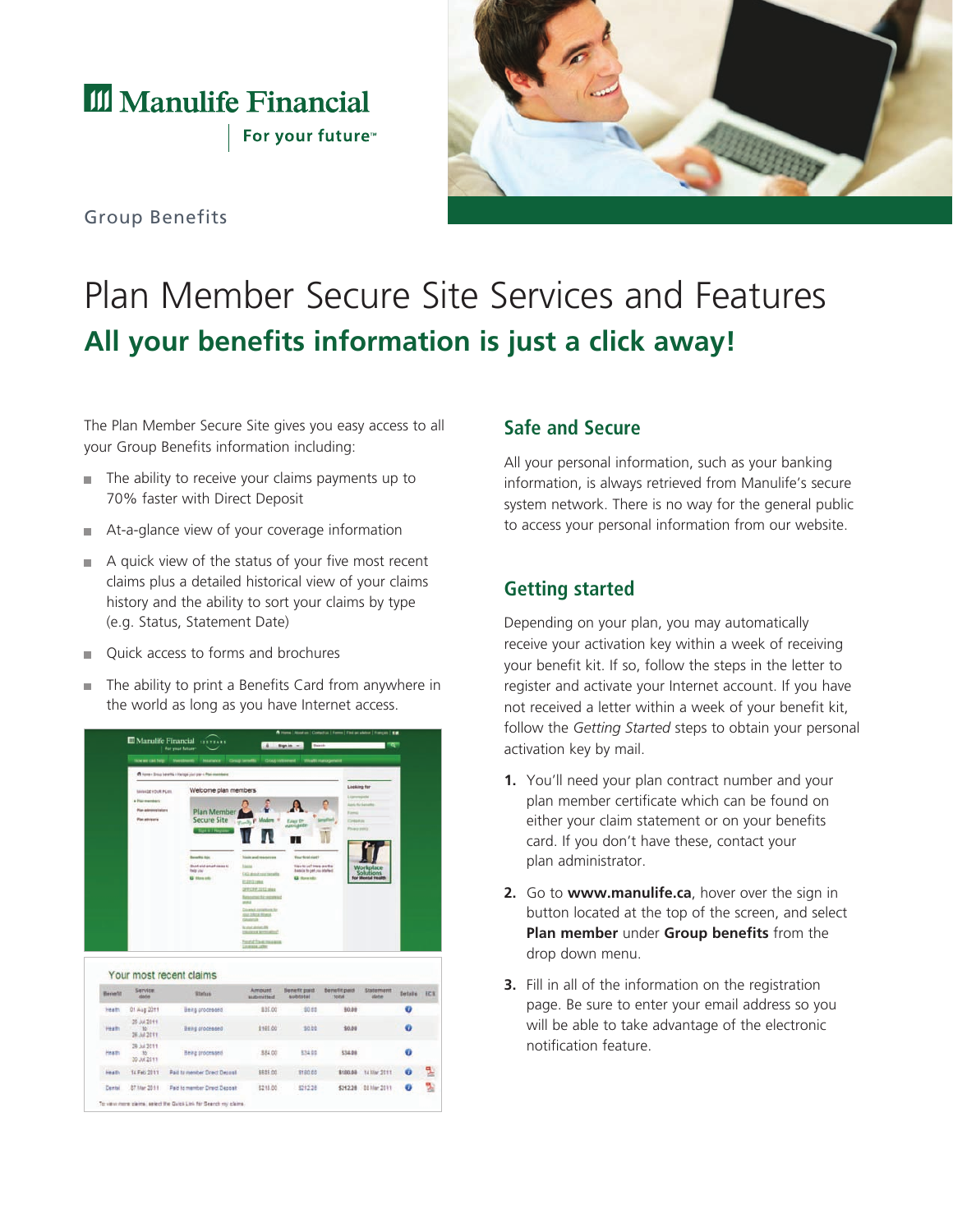Manulife Financial

For your future™

Group Benefits

# Plan Member Secure Site Services and Features

## All your benefits information is just a click away!

The Plan Member Secure Site gives you easy access to all your Group Benefits information including:

- The ability to receive your claims payments up to 70% faster with Direct Deposit
- At-a-glance view of your coverage information
- A quick view of the status of your five most recent claims plus a detailed historical view of your claims history and the ability to sort your claims by type (e.g. Status, Statement Date)
- Quick access to forms and brochures
- The ability to print a Benefits Card from anywhere in the world as long as you have Internet access.

### Safe and Secure

All your personal information, such as your banking information, is always retrieved from Manulife's secure system network. There is no way for the general public to access your personal information from our website.

### Getting started

Depending on your plan, you may automatically receive your activation key within a week of receiving your benefit kit. If so, follow the steps in the letter to register and activate your Internet account. If you have not received a letter within a week of your benefit kit, follow the *Getting Started* steps to obtain your personal activation key by mail.

1. You'll need your plan contract number and your plan member certificate which can be found on either your claim statement or on your benefits card. If you don't have these, contact your plan administrator.
2. Go to **www.manulife.ca**, hover over the sign in button located at the top of the screen, and select **Plan member** under **Group benefits** from the drop down menu.
3. Fill in all of the information on the registration page. Be sure to enter your email address so you will be able to take advantage of the electronic notification feature.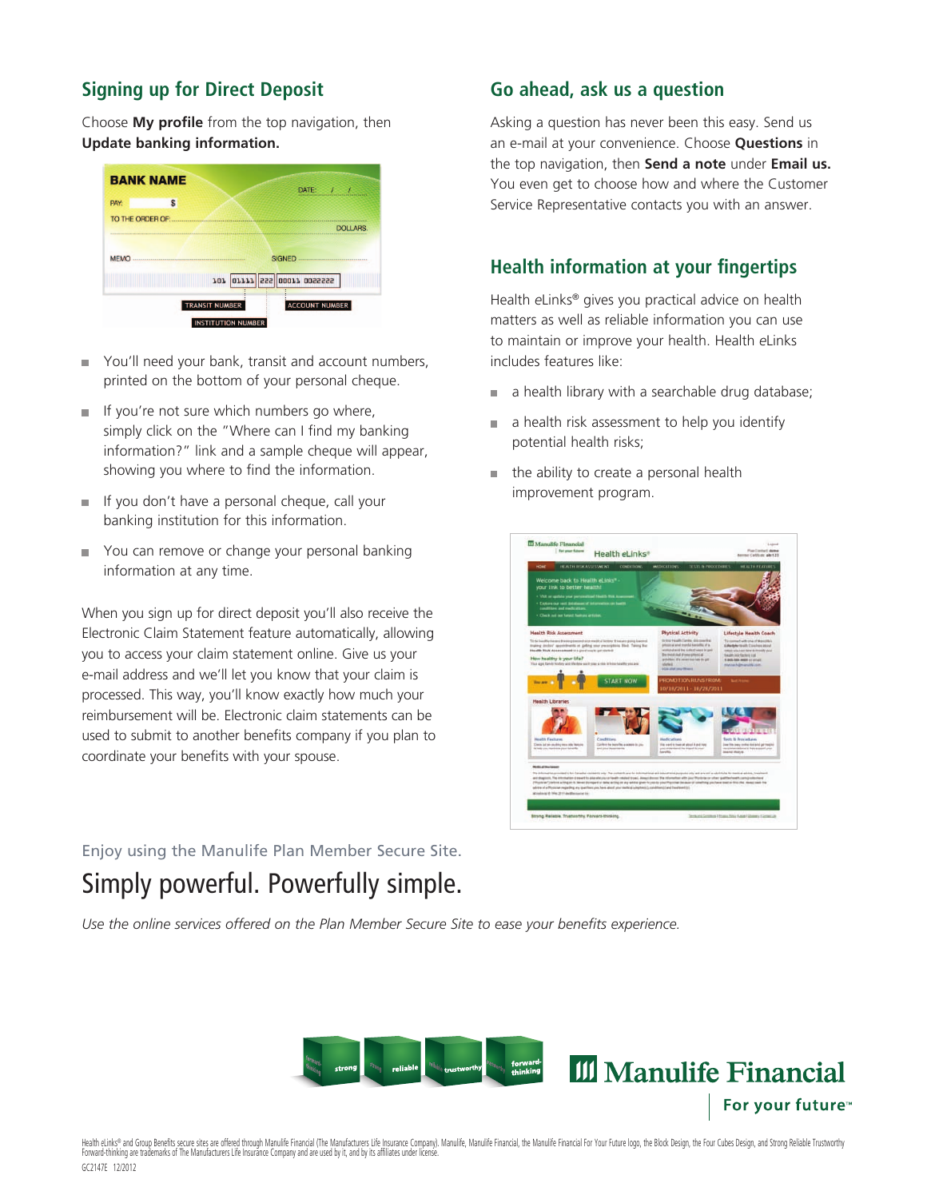## Signing up for Direct Deposit

Choose **My profile** from the top navigation, then **Update banking information.**

BANK NAME

DATE: / /

PAY: $

TO THE ORDER OF:

DOLLARS

MEMO

SIGNED

101 01111 222 00011 0022222

TRANSIT NUMBER

INSTITUTION NUMBER

ACCOUNT NUMBER

- You'll need your bank, transit and account numbers, printed on the bottom of your personal cheque.
- If you're not sure which numbers go where, simply click on the "Where can I find my banking information?" link and a sample cheque will appear, showing you where to find the information.
- If you don't have a personal cheque, call your banking institution for this information.
- You can remove or change your personal banking information at any time.

When you sign up for direct deposit you'll also receive the Electronic Claim Statement feature automatically, allowing you to access your claim statement online. Give us your e-mail address and we'll let you know that your claim is processed. This way, you'll know exactly how much your reimbursement will be. Electronic claim statements can be used to submit to another benefits company if you plan to coordinate your benefits with your spouse.

## Go ahead, ask us a question

Asking a question has never been this easy. Send us an e-mail at your convenience. Choose **Questions** in the top navigation, then **Send a note** under **Email us.** You even get to choose how and where the Customer Service Representative contacts you with an answer.

## Health information at your fingertips

Health eLinks® gives you practical advice on health matters as well as reliable information you can use to maintain or improve your health. Health eLinks includes features like:

- a health library with a searchable drug database;
- a health risk assessment to help you identify potential health risks;
- the ability to create a personal health improvement program.

Enjoy using the Manulife Plan Member Secure Site.

# Simply powerful. Powerfully simple.

*Use the online services offered on the Plan Member Secure Site to ease your benefits experience.*

strong reliable trustworthy forward-thinking

Manulife Financial

For your future™

Health eLinks® and Group Benefits secure sites are offered through Manulife Financial (The Manufacturers Life Insurance Company). Manulife, Manulife Financial, the Manulife Financial For Your Future logo, the Block Design, the Four Cubes Design, and Strong Reliable Trustworthy Forward-thinking are trademarks of The Manufacturers Life Insurance Company and are used by it, and by its affiliates under license.

GC2147E 12/2012